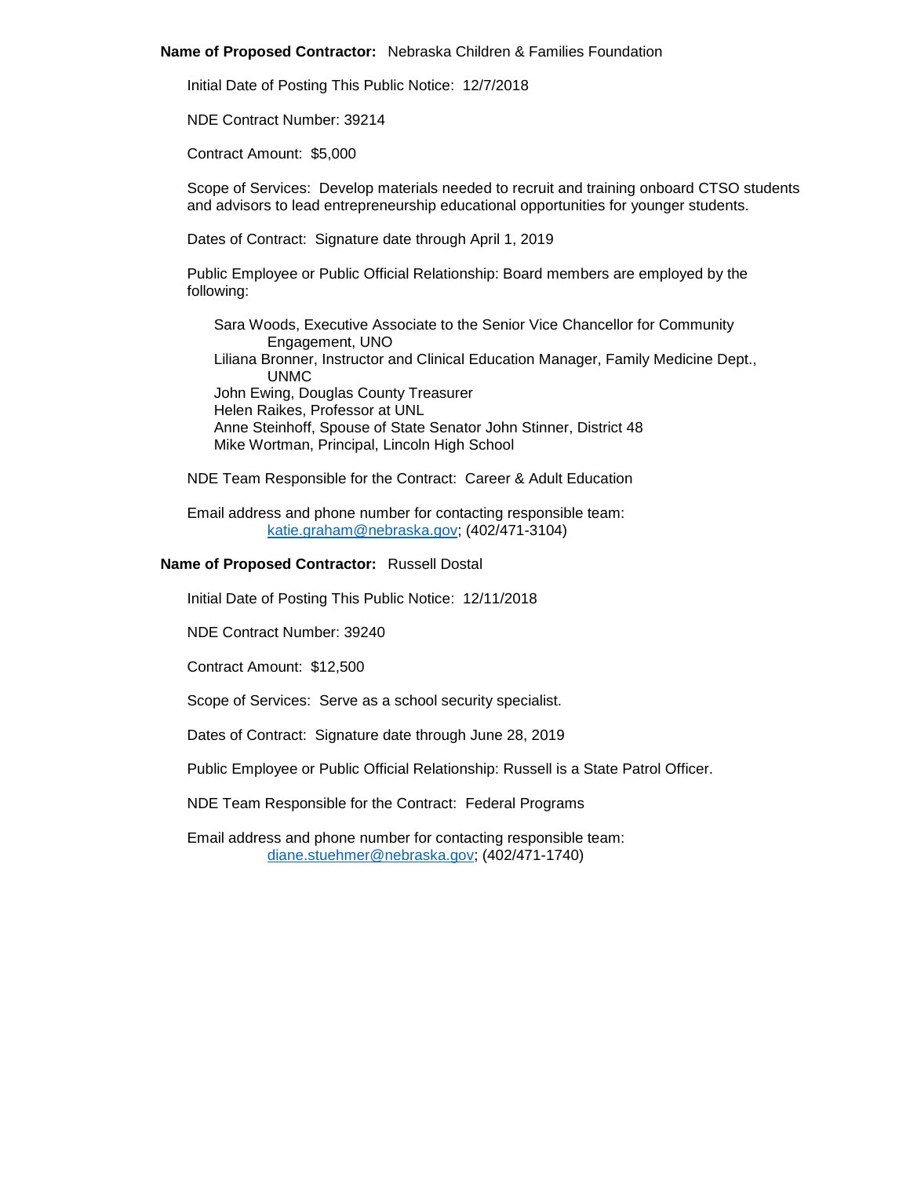**Name of Proposed Contractor:** Nebraska Children & Families Foundation

Initial Date of Posting This Public Notice: 12/7/2018

NDE Contract Number: 39214

Contract Amount: $5,000

Scope of Services: Develop materials needed to recruit and training onboard CTSO students and advisors to lead entrepreneurship educational opportunities for younger students.

Dates of Contract: Signature date through April 1, 2019

Public Employee or Public Official Relationship: Board members are employed by the following:

Sara Woods, Executive Associate to the Senior Vice Chancellor for Community Engagement, UNO
Liliana Bronner, Instructor and Clinical Education Manager, Family Medicine Dept., UNMC
John Ewing, Douglas County Treasurer
Helen Raikes, Professor at UNL
Anne Steinhoff, Spouse of State Senator John Stinner, District 48
Mike Wortman, Principal, Lincoln High School

NDE Team Responsible for the Contract: Career & Adult Education

Email address and phone number for contacting responsible team:
katie.graham@nebraska.gov; (402/471-3104)

**Name of Proposed Contractor:** Russell Dostal

Initial Date of Posting This Public Notice: 12/11/2018

NDE Contract Number: 39240

Contract Amount: $12,500

Scope of Services: Serve as a school security specialist.

Dates of Contract: Signature date through June 28, 2019

Public Employee or Public Official Relationship: Russell is a State Patrol Officer.

NDE Team Responsible for the Contract: Federal Programs

Email address and phone number for contacting responsible team:
diane.stuehmer@nebraska.gov; (402/471-1740)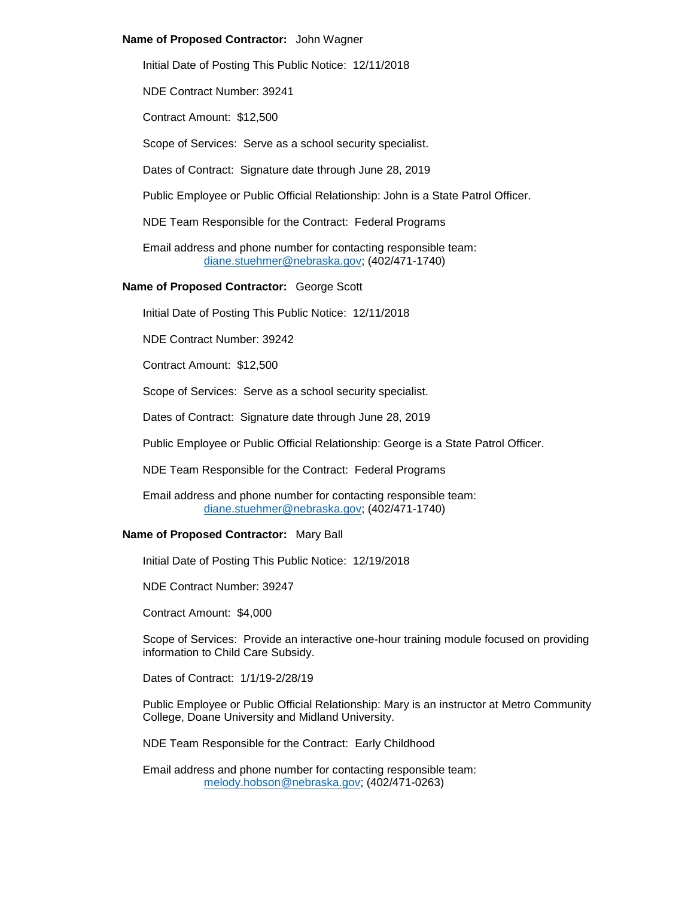**Name of Proposed Contractor:** John Wagner

Initial Date of Posting This Public Notice: 12/11/2018

NDE Contract Number: 39241

Contract Amount: $12,500

Scope of Services: Serve as a school security specialist.

Dates of Contract: Signature date through June 28, 2019

Public Employee or Public Official Relationship: John is a State Patrol Officer.

NDE Team Responsible for the Contract: Federal Programs

Email address and phone number for contacting responsible team:
diane.stuehmer@nebraska.gov; (402/471-1740)

**Name of Proposed Contractor:** George Scott

Initial Date of Posting This Public Notice: 12/11/2018

NDE Contract Number: 39242

Contract Amount: $12,500

Scope of Services: Serve as a school security specialist.

Dates of Contract: Signature date through June 28, 2019

Public Employee or Public Official Relationship: George is a State Patrol Officer.

NDE Team Responsible for the Contract: Federal Programs

Email address and phone number for contacting responsible team:
diane.stuehmer@nebraska.gov; (402/471-1740)

**Name of Proposed Contractor:** Mary Ball

Initial Date of Posting This Public Notice: 12/19/2018

NDE Contract Number: 39247

Contract Amount: $4,000

Scope of Services: Provide an interactive one-hour training module focused on providing information to Child Care Subsidy.

Dates of Contract: 1/1/19-2/28/19

Public Employee or Public Official Relationship: Mary is an instructor at Metro Community College, Doane University and Midland University.

NDE Team Responsible for the Contract: Early Childhood

Email address and phone number for contacting responsible team:
melody.hobson@nebraska.gov; (402/471-0263)